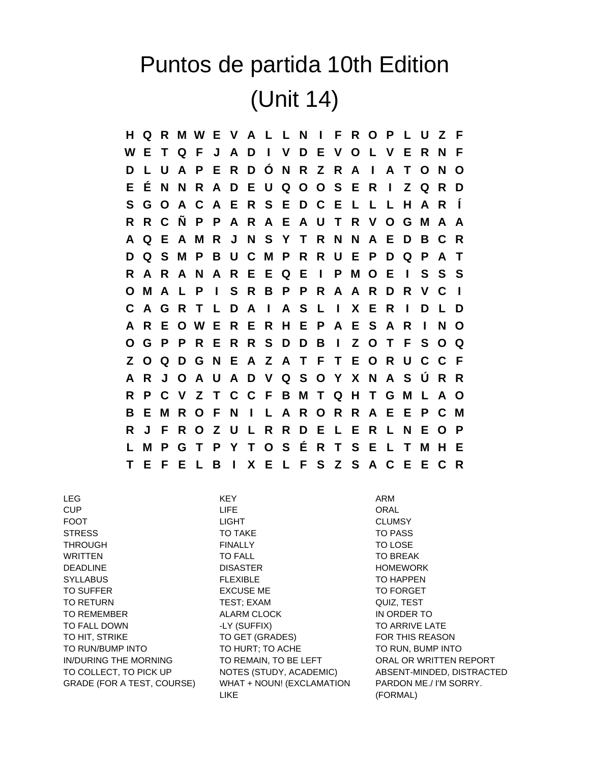# Puntos de partida 10th Edition

# (Unit 14)

```
H Q R M W E V A L L N I F R O P L U Z F
W E T Q F J A D I V D E V O L V E R N F
D L U A P E R D Ó N R Z R A I A T O N O
E É N N R A D E U Q O O S E R I Z Q R D
S G O A C A E R S E D C E L L L H A R Í
R R C Ñ P P A R A E A U T R V O G M A A
A Q E A M R J N S Y T R N N A E D B C R
D Q S M P B U C M P R R U E P D Q P A T
R A R A N A R E E Q E I P M O E I S S S
O M A L P I S R B P P R A A R D R V C I
C A G R T L D A I A S L I X E R I D L D
A R E O W E R E R H E P A E S A R I N O
O G P P R E R R S D D B I Z O T F S O Q
Z O Q D G N E A Z A T F T E O R U C C F
A R J O A U A D V Q S O Y X N A S Ú R R
R P C V Z T C C F B M T Q H T G M L A O
B E M R O F N I L A R O R R A E E P C M
R J F R O Z U L R R D E L E R L N E O P
L M P G T P Y T O S É R T S E L T M H E
T E F E L B I X E L F S Z S A C E E C R
```

LEG
CUP
FOOT
STRESS
THROUGH
WRITTEN
DEADLINE
SYLLABUS
TO SUFFER
TO RETURN
TO REMEMBER
TO FALL DOWN
TO HIT, STRIKE
TO RUN/BUMP INTO
IN/DURING THE MORNING
TO COLLECT, TO PICK UP
GRADE (FOR A TEST, COURSE)

KEY
LIFE
LIGHT
TO TAKE
FINALLY
TO FALL
DISASTER
FLEXIBLE
EXCUSE ME
TEST; EXAM
ALARM CLOCK
-LY (SUFFIX)
TO GET (GRADES)
TO HURT; TO ACHE
TO REMAIN, TO BE LEFT
NOTES (STUDY, ACADEMIC)
WHAT + NOUN! (EXCLAMATION LIKE

ARM
ORAL
CLUMSY
TO PASS
TO LOSE
TO BREAK
HOMEWORK
TO HAPPEN
TO FORGET
QUIZ, TEST
IN ORDER TO
TO ARRIVE LATE
FOR THIS REASON
TO RUN, BUMP INTO
ORAL OR WRITTEN REPORT
ABSENT-MINDED, DISTRACTED
PARDON ME./ I'M SORRY. (FORMAL)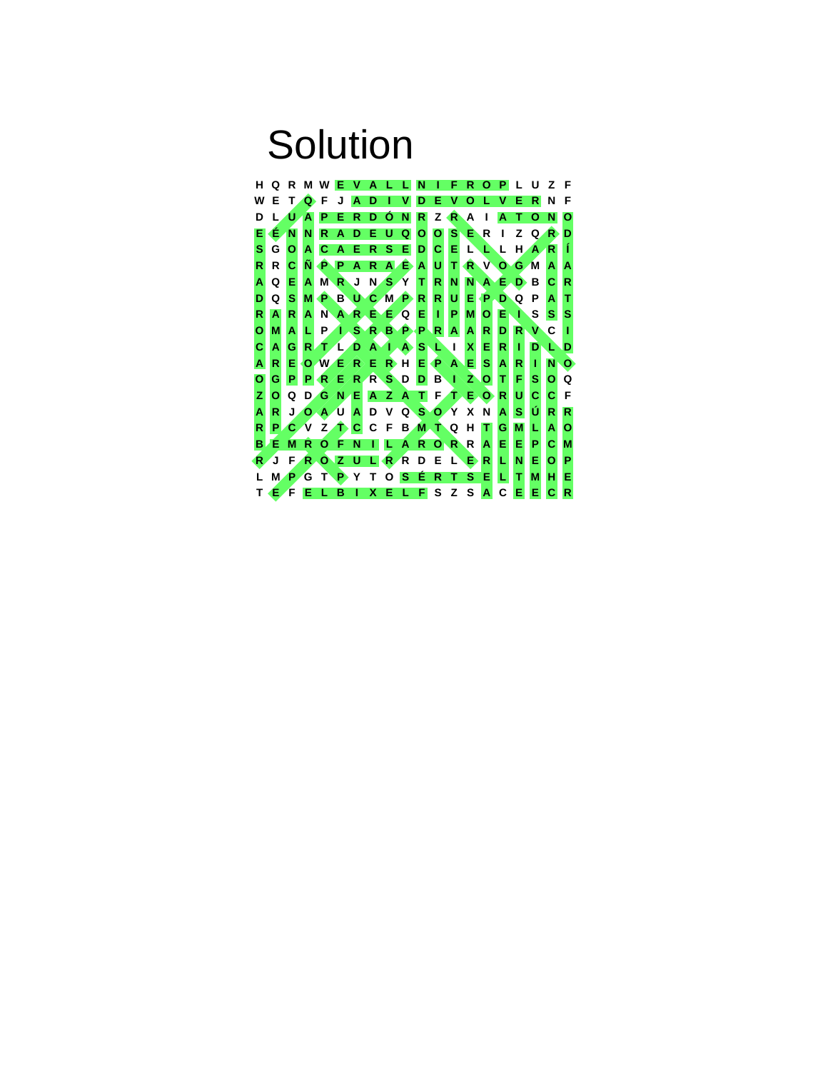# Solution

| | | | | | | | | | | | | | | | | | | | |
|---|---|---|---|---|---|---|---|---|---|---|---|---|---|---|---|---|---|---|---|
| H | Q | R | M | W | E | V | A | L | L | N | I | F | R | O | P | L | U | Z | F |
| W | E | T | Q | F | J | A | D | I | V | D | E | V | O | L | V | E | R | N | F |
| D | L | U | A | P | E | R | D | Ó | N | R | Z | R | A | I | A | T | O | N | O |
| E | É | N | N | R | A | D | E | U | Q | O | O | S | E | R | I | Z | Q | R | D |
| S | G | O | A | C | A | E | R | S | E | D | C | E | L | L | L | H | A | R | Í |
| R | R | C | Ñ | P | P | A | R | A | E | A | U | T | R | V | O | G | M | A | A |
| A | Q | E | A | M | R | J | N | S | Y | T | R | N | N | A | E | D | B | C | R |
| D | Q | S | M | P | B | U | C | M | P | R | R | U | E | P | D | Q | P | A | T |
| R | A | R | A | N | A | R | E | E | Q | E | I | P | M | O | E | I | S | S | S |
| O | M | A | L | P | I | S | R | B | P | P | R | A | A | R | D | R | V | C | I |
| C | A | G | R | T | L | D | A | I | A | S | L | I | X | E | R | I | D | L | D |
| A | R | E | O | W | E | R | E | R | H | E | P | A | E | S | A | R | I | N | O |
| O | G | P | P | R | E | R | R | S | D | D | B | I | Z | O | T | F | S | O | Q |
| Z | O | Q | D | G | N | E | A | Z | A | T | F | T | E | O | R | U | C | C | F |
| A | R | J | O | A | U | A | D | V | Q | S | O | Y | X | N | A | S | Ú | R | R |
| R | P | C | V | Z | T | C | C | F | B | M | T | Q | H | T | G | M | L | A | O |
| B | E | M | R | O | F | N | I | L | A | R | O | R | R | A | E | E | P | C | M |
| R | J | F | R | O | Z | U | L | R | R | D | E | L | E | R | L | N | E | O | P |
| L | M | P | G | T | P | Y | T | O | S | É | R | T | S | E | L | T | M | H | E |
| T | E | F | E | L | B | I | X | E | L | F | S | Z | S | A | C | E | E | C | R |